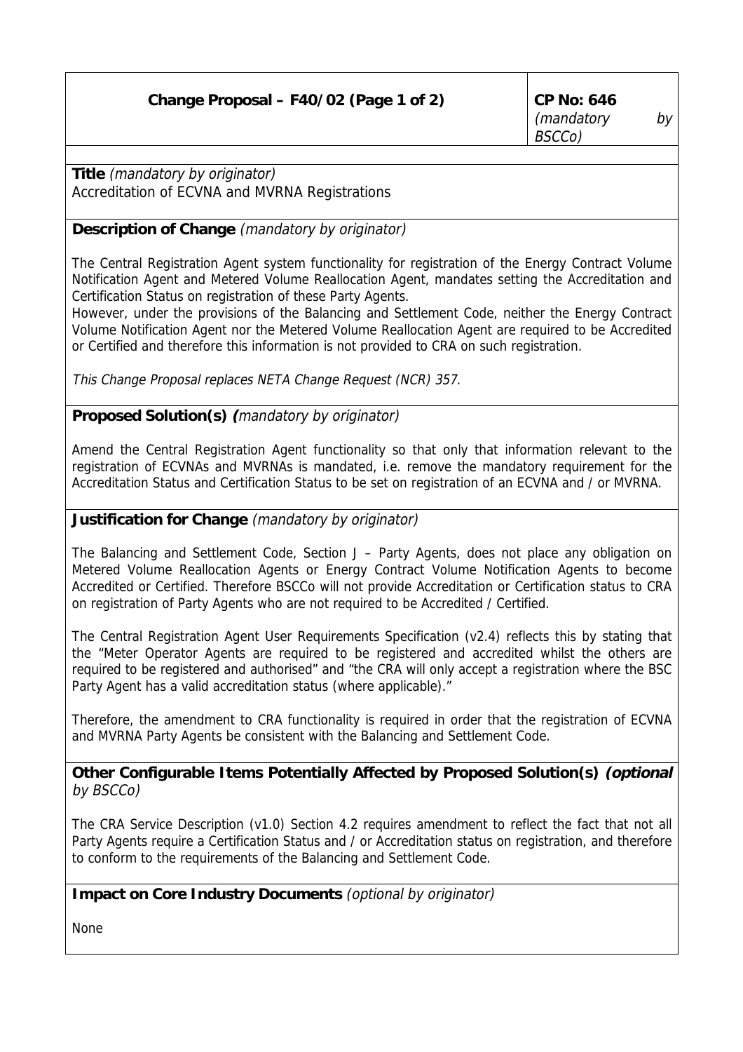| **Change Proposal – F40/02 (Page 1 of 2)** | **CP No: 646** *(mandatory by BSCCo)* |
|---|---|

**Title** *(mandatory by originator)*
Accreditation of ECVNA and MVRNA Registrations

**Description of Change** *(mandatory by originator)*

The Central Registration Agent system functionality for registration of the Energy Contract Volume Notification Agent and Metered Volume Reallocation Agent, mandates setting the Accreditation and Certification Status on registration of these Party Agents.
However, under the provisions of the Balancing and Settlement Code, neither the Energy Contract Volume Notification Agent nor the Metered Volume Reallocation Agent are required to be Accredited or Certified and therefore this information is not provided to CRA on such registration.

*This Change Proposal replaces NETA Change Request (NCR) 357.*

**Proposed Solution(s) (***mandatory by originator)*

Amend the Central Registration Agent functionality so that only that information relevant to the registration of ECVNAs and MVRNAs is mandated, i.e. remove the mandatory requirement for the Accreditation Status and Certification Status to be set on registration of an ECVNA and / or MVRNA.

**Justification for Change** *(mandatory by originator)*

The Balancing and Settlement Code, Section J – Party Agents, does not place any obligation on Metered Volume Reallocation Agents or Energy Contract Volume Notification Agents to become Accredited or Certified. Therefore BSCCo will not provide Accreditation or Certification status to CRA on registration of Party Agents who are not required to be Accredited / Certified.

The Central Registration Agent User Requirements Specification (v2.4) reflects this by stating that the "Meter Operator Agents are required to be registered and accredited whilst the others are required to be registered and authorised" and "the CRA will only accept a registration where the BSC Party Agent has a valid accreditation status (where applicable)."

Therefore, the amendment to CRA functionality is required in order that the registration of ECVNA and MVRNA Party Agents be consistent with the Balancing and Settlement Code.

**Other Configurable Items Potentially Affected by Proposed Solution(s) *(optional*** *by BSCCo)*

The CRA Service Description (v1.0) Section 4.2 requires amendment to reflect the fact that not all Party Agents require a Certification Status and / or Accreditation status on registration, and therefore to conform to the requirements of the Balancing and Settlement Code.

**Impact on Core Industry Documents** *(optional by originator)*

None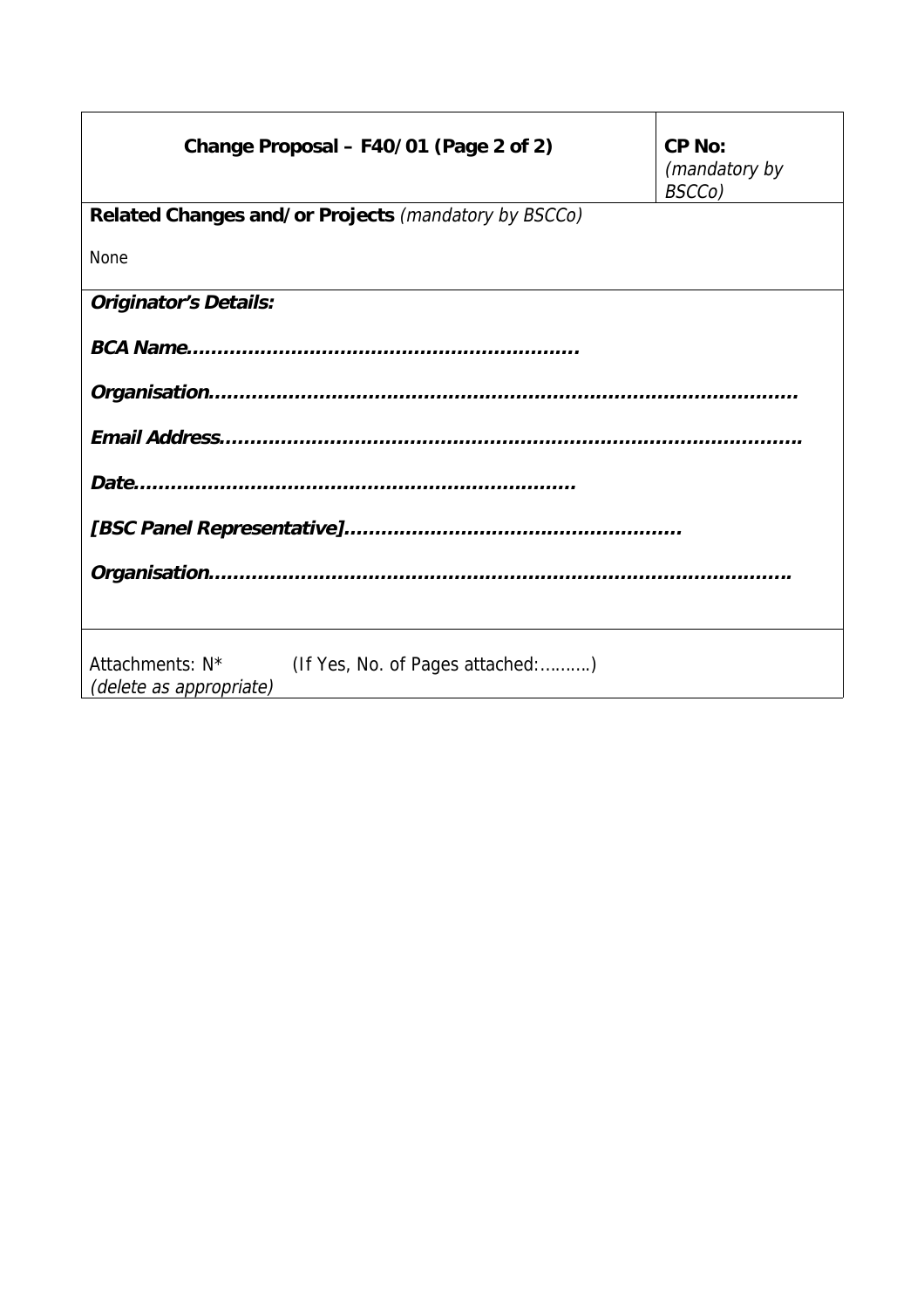| **Change Proposal – F40/01 (Page 2 of 2)** | **CP No:** *(mandatory by BSCCo)* |
|---|---|
| **Related Changes and/or Projects** *(mandatory by BSCCo)*<br><br>None | |
| ***Originator's Details:***<br><br>***BCA Name…………………………………………………….***<br><br>***Organisation……………………………………………………………………………***<br><br>***Email Address…………………………………………………………………………….***<br><br>***Date…………………………………………………………….***<br><br>***[BSC Panel Representative]……………………………………………***<br><br>***Organisation…………………………………………………………………………….*** | |
| Attachments: N* (If Yes, No. of Pages attached:……….)<br>*(delete as appropriate)* | |